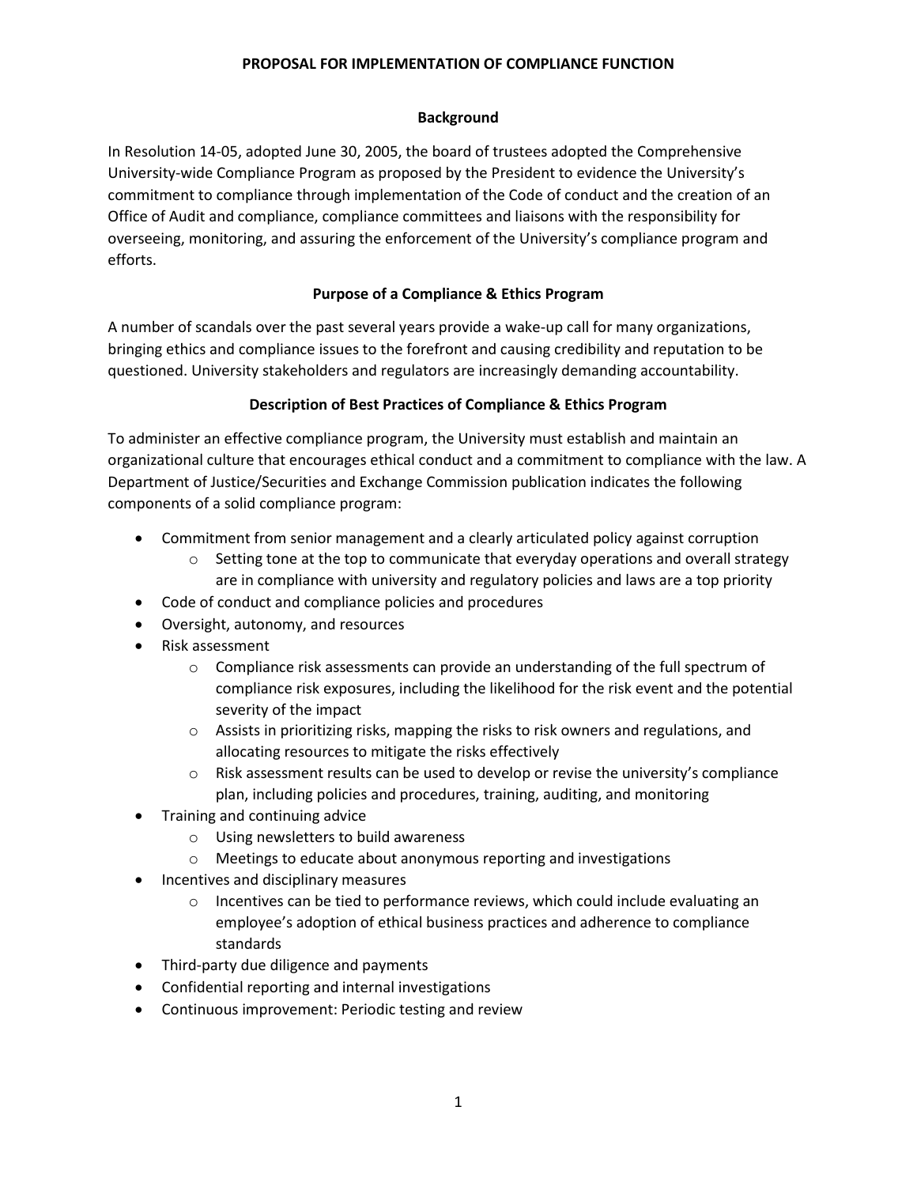# PROPOSAL FOR IMPLEMENTATION OF COMPLIANCE FUNCTION

## Background

In Resolution 14-05, adopted June 30, 2005, the board of trustees adopted the Comprehensive University-wide Compliance Program as proposed by the President to evidence the University's commitment to compliance through implementation of the Code of conduct and the creation of an Office of Audit and compliance, compliance committees and liaisons with the responsibility for overseeing, monitoring, and assuring the enforcement of the University's compliance program and efforts.

## Purpose of a Compliance & Ethics Program

A number of scandals over the past several years provide a wake-up call for many organizations, bringing ethics and compliance issues to the forefront and causing credibility and reputation to be questioned. University stakeholders and regulators are increasingly demanding accountability.

## Description of Best Practices of Compliance & Ethics Program

To administer an effective compliance program, the University must establish and maintain an organizational culture that encourages ethical conduct and a commitment to compliance with the law. A Department of Justice/Securities and Exchange Commission publication indicates the following components of a solid compliance program:

- Commitment from senior management and a clearly articulated policy against corruption
  - Setting tone at the top to communicate that everyday operations and overall strategy are in compliance with university and regulatory policies and laws are a top priority
- Code of conduct and compliance policies and procedures
- Oversight, autonomy, and resources
- Risk assessment
  - Compliance risk assessments can provide an understanding of the full spectrum of compliance risk exposures, including the likelihood for the risk event and the potential severity of the impact
  - Assists in prioritizing risks, mapping the risks to risk owners and regulations, and allocating resources to mitigate the risks effectively
  - Risk assessment results can be used to develop or revise the university's compliance plan, including policies and procedures, training, auditing, and monitoring
- Training and continuing advice
  - Using newsletters to build awareness
  - Meetings to educate about anonymous reporting and investigations
- Incentives and disciplinary measures
  - Incentives can be tied to performance reviews, which could include evaluating an employee's adoption of ethical business practices and adherence to compliance standards
- Third-party due diligence and payments
- Confidential reporting and internal investigations
- Continuous improvement: Periodic testing and review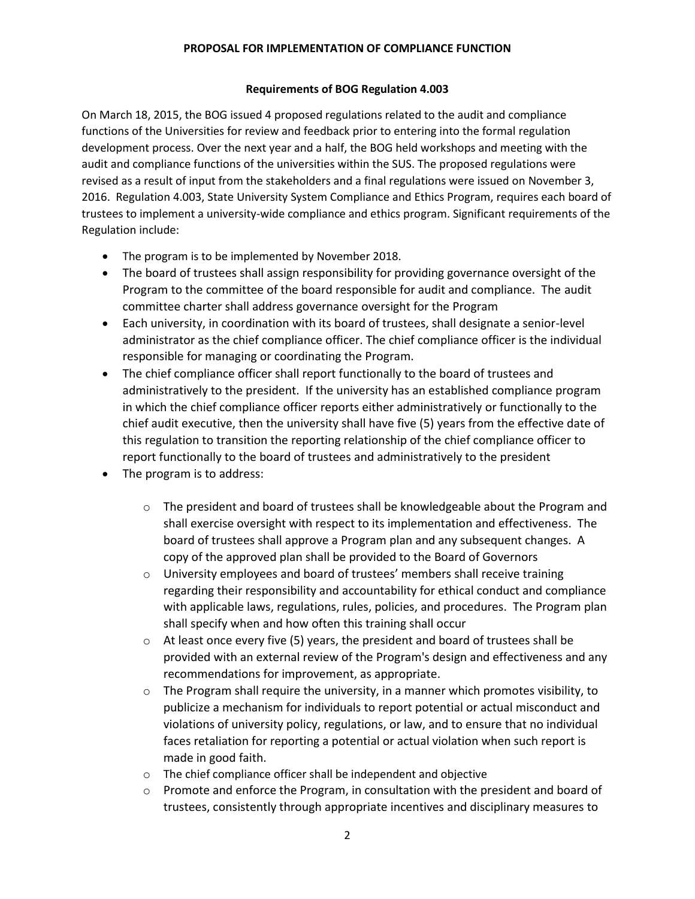**PROPOSAL FOR IMPLEMENTATION OF COMPLIANCE FUNCTION**

**Requirements of BOG Regulation 4.003**

On March 18, 2015, the BOG issued 4 proposed regulations related to the audit and compliance functions of the Universities for review and feedback prior to entering into the formal regulation development process. Over the next year and a half, the BOG held workshops and meeting with the audit and compliance functions of the universities within the SUS. The proposed regulations were revised as a result of input from the stakeholders and a final regulations were issued on November 3, 2016. Regulation 4.003, State University System Compliance and Ethics Program, requires each board of trustees to implement a university-wide compliance and ethics program. Significant requirements of the Regulation include:

- The program is to be implemented by November 2018.
- The board of trustees shall assign responsibility for providing governance oversight of the Program to the committee of the board responsible for audit and compliance. The audit committee charter shall address governance oversight for the Program
- Each university, in coordination with its board of trustees, shall designate a senior-level administrator as the chief compliance officer. The chief compliance officer is the individual responsible for managing or coordinating the Program.
- The chief compliance officer shall report functionally to the board of trustees and administratively to the president. If the university has an established compliance program in which the chief compliance officer reports either administratively or functionally to the chief audit executive, then the university shall have five (5) years from the effective date of this regulation to transition the reporting relationship of the chief compliance officer to report functionally to the board of trustees and administratively to the president
- The program is to address:
  - The president and board of trustees shall be knowledgeable about the Program and shall exercise oversight with respect to its implementation and effectiveness. The board of trustees shall approve a Program plan and any subsequent changes. A copy of the approved plan shall be provided to the Board of Governors
  - University employees and board of trustees' members shall receive training regarding their responsibility and accountability for ethical conduct and compliance with applicable laws, regulations, rules, policies, and procedures. The Program plan shall specify when and how often this training shall occur
  - At least once every five (5) years, the president and board of trustees shall be provided with an external review of the Program's design and effectiveness and any recommendations for improvement, as appropriate.
  - The Program shall require the university, in a manner which promotes visibility, to publicize a mechanism for individuals to report potential or actual misconduct and violations of university policy, regulations, or law, and to ensure that no individual faces retaliation for reporting a potential or actual violation when such report is made in good faith.
  - The chief compliance officer shall be independent and objective
  - Promote and enforce the Program, in consultation with the president and board of trustees, consistently through appropriate incentives and disciplinary measures to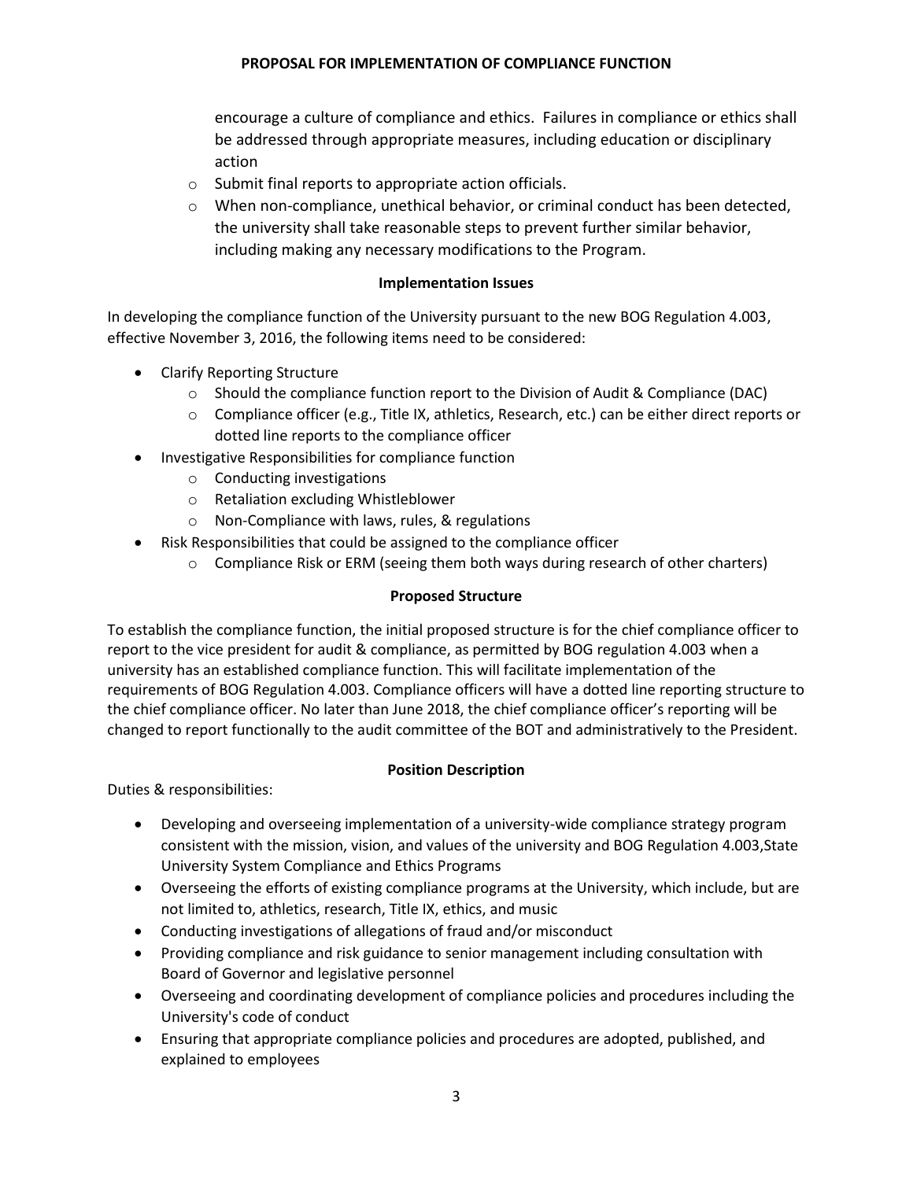encourage a culture of compliance and ethics. Failures in compliance or ethics shall be addressed through appropriate measures, including education or disciplinary action

- Submit final reports to appropriate action officials.
- When non-compliance, unethical behavior, or criminal conduct has been detected, the university shall take reasonable steps to prevent further similar behavior, including making any necessary modifications to the Program.

**Implementation Issues**

In developing the compliance function of the University pursuant to the new BOG Regulation 4.003, effective November 3, 2016, the following items need to be considered:

- Clarify Reporting Structure
  - Should the compliance function report to the Division of Audit & Compliance (DAC)
  - Compliance officer (e.g., Title IX, athletics, Research, etc.) can be either direct reports or dotted line reports to the compliance officer
- Investigative Responsibilities for compliance function
  - Conducting investigations
  - Retaliation excluding Whistleblower
  - Non-Compliance with laws, rules, & regulations
- Risk Responsibilities that could be assigned to the compliance officer
  - Compliance Risk or ERM (seeing them both ways during research of other charters)

**Proposed Structure**

To establish the compliance function, the initial proposed structure is for the chief compliance officer to report to the vice president for audit & compliance, as permitted by BOG regulation 4.003 when a university has an established compliance function. This will facilitate implementation of the requirements of BOG Regulation 4.003. Compliance officers will have a dotted line reporting structure to the chief compliance officer. No later than June 2018, the chief compliance officer's reporting will be changed to report functionally to the audit committee of the BOT and administratively to the President.

**Position Description**

Duties & responsibilities:

- Developing and overseeing implementation of a university-wide compliance strategy program consistent with the mission, vision, and values of the university and BOG Regulation 4.003,State University System Compliance and Ethics Programs
- Overseeing the efforts of existing compliance programs at the University, which include, but are not limited to, athletics, research, Title IX, ethics, and music
- Conducting investigations of allegations of fraud and/or misconduct
- Providing compliance and risk guidance to senior management including consultation with Board of Governor and legislative personnel
- Overseeing and coordinating development of compliance policies and procedures including the University's code of conduct
- Ensuring that appropriate compliance policies and procedures are adopted, published, and explained to employees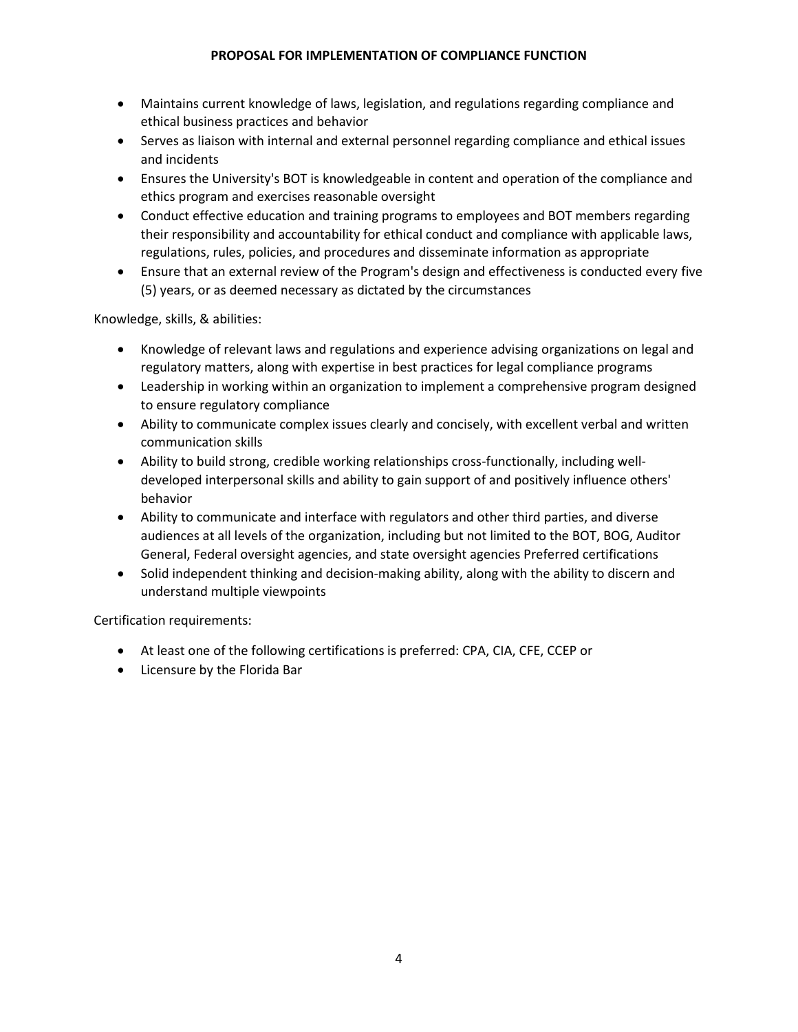- Maintains current knowledge of laws, legislation, and regulations regarding compliance and ethical business practices and behavior
- Serves as liaison with internal and external personnel regarding compliance and ethical issues and incidents
- Ensures the University's BOT is knowledgeable in content and operation of the compliance and ethics program and exercises reasonable oversight
- Conduct effective education and training programs to employees and BOT members regarding their responsibility and accountability for ethical conduct and compliance with applicable laws, regulations, rules, policies, and procedures and disseminate information as appropriate
- Ensure that an external review of the Program's design and effectiveness is conducted every five (5) years, or as deemed necessary as dictated by the circumstances

Knowledge, skills, & abilities:

- Knowledge of relevant laws and regulations and experience advising organizations on legal and regulatory matters, along with expertise in best practices for legal compliance programs
- Leadership in working within an organization to implement a comprehensive program designed to ensure regulatory compliance
- Ability to communicate complex issues clearly and concisely, with excellent verbal and written communication skills
- Ability to build strong, credible working relationships cross-functionally, including well-developed interpersonal skills and ability to gain support of and positively influence others' behavior
- Ability to communicate and interface with regulators and other third parties, and diverse audiences at all levels of the organization, including but not limited to the BOT, BOG, Auditor General, Federal oversight agencies, and state oversight agencies Preferred certifications
- Solid independent thinking and decision-making ability, along with the ability to discern and understand multiple viewpoints

Certification requirements:

- At least one of the following certifications is preferred: CPA, CIA, CFE, CCEP or
- Licensure by the Florida Bar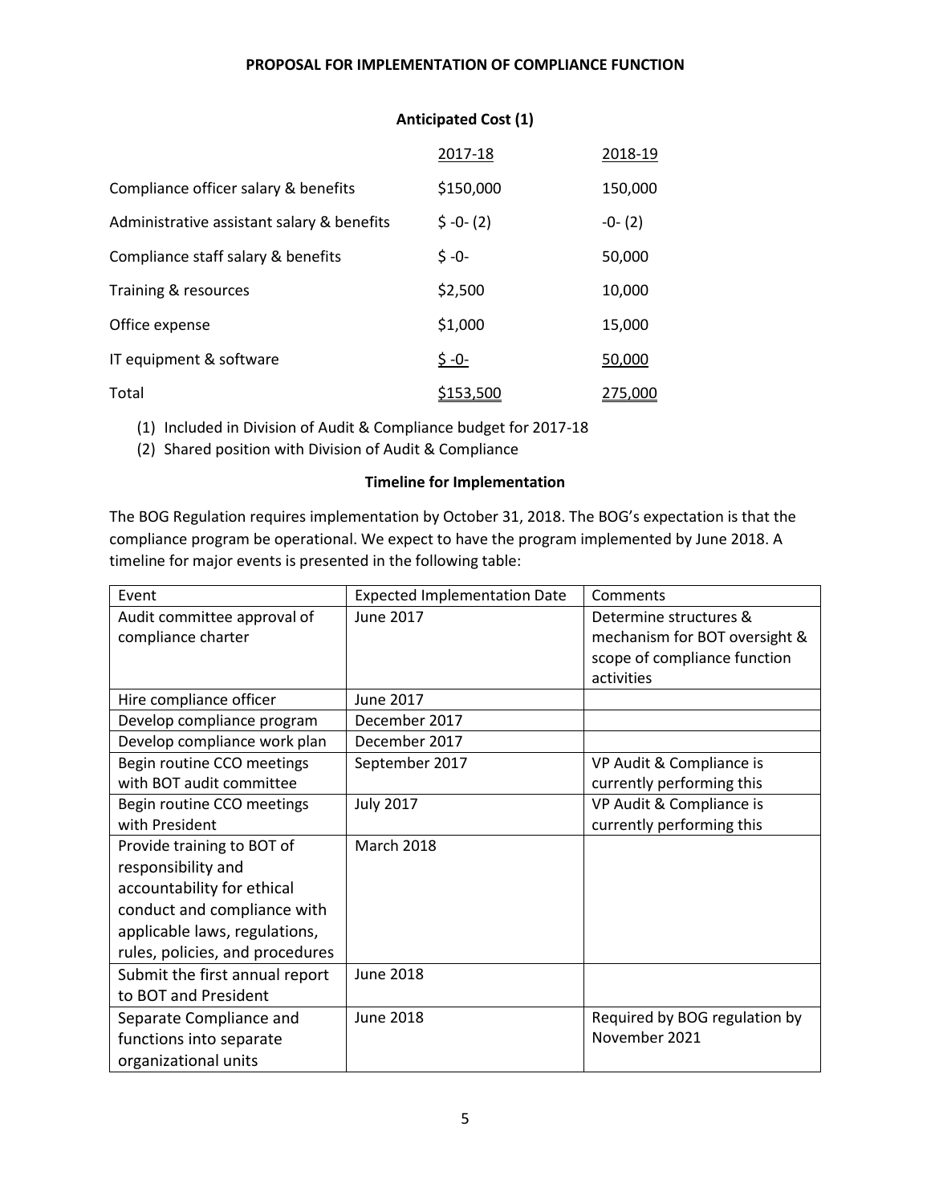## PROPOSAL FOR IMPLEMENTATION OF COMPLIANCE FUNCTION

### Anticipated Cost (1)

| | 2017-18 | 2018-19 |
|---|---|---|
| Compliance officer salary & benefits | $150,000 | 150,000 |
| Administrative assistant salary & benefits | $ -0- (2) | -0- (2) |
| Compliance staff salary & benefits | $ -0- | 50,000 |
| Training & resources | $2,500 | 10,000 |
| Office expense | $1,000 | 15,000 |
| IT equipment & software | $ -0- | 50,000 |
| Total | $153,500 | 275,000 |

(1) Included in Division of Audit & Compliance budget for 2017-18
(2) Shared position with Division of Audit & Compliance

### Timeline for Implementation

The BOG Regulation requires implementation by October 31, 2018. The BOG's expectation is that the compliance program be operational. We expect to have the program implemented by June 2018. A timeline for major events is presented in the following table:

| Event | Expected Implementation Date | Comments |
|---|---|---|
| Audit committee approval of compliance charter | June 2017 | Determine structures & mechanism for BOT oversight & scope of compliance function activities |
| Hire compliance officer | June 2017 | |
| Develop compliance program | December 2017 | |
| Develop compliance work plan | December 2017 | |
| Begin routine CCO meetings with BOT audit committee | September 2017 | VP Audit & Compliance is currently performing this |
| Begin routine CCO meetings with President | July 2017 | VP Audit & Compliance is currently performing this |
| Provide training to BOT of responsibility and accountability for ethical conduct and compliance with applicable laws, regulations, rules, policies, and procedures | March 2018 | |
| Submit the first annual report to BOT and President | June 2018 | |
| Separate Compliance and functions into separate organizational units | June 2018 | Required by BOG regulation by November 2021 |